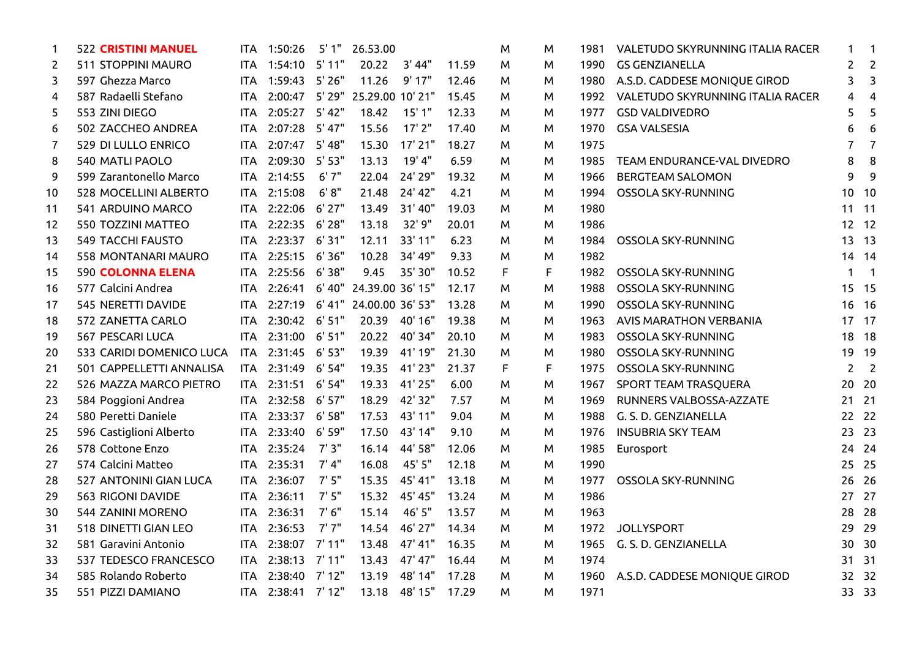| | | | | | | | | | | | | | |
|---|---|---|---|---|---|---|---|---|---|---|---|---|---|
| 1 | 522 **CRISTINI MANUEL** | ITA | 1:50:26 | 5' 1" | 26.53.00 | | | M | M | 1981 | VALETUDO SKYRUNNING ITALIA RACER | 1 | 1 |
| 2 | 511 STOPPINI MAURO | ITA | 1:54:10 | 5' 11" | 20.22 | 3' 44" | 11.59 | M | M | 1990 | GS GENZIANELLA | 2 | 2 |
| 3 | 597 Ghezza Marco | ITA | 1:59:43 | 5' 26" | 11.26 | 9' 17" | 12.46 | M | M | 1980 | A.S.D. CADDESE MONIQUE GIROD | 3 | 3 |
| 4 | 587 Radaelli Stefano | ITA | 2:00:47 | 5' 29" | 25.29.00 | 10' 21" | 15.45 | M | M | 1992 | VALETUDO SKYRUNNING ITALIA RACER | 4 | 4 |
| 5 | 553 ZINI DIEGO | ITA | 2:05:27 | 5' 42" | 18.42 | 15' 1" | 12.33 | M | M | 1977 | GSD VALDIVEDRO | 5 | 5 |
| 6 | 502 ZACCHEO ANDREA | ITA | 2:07:28 | 5' 47" | 15.56 | 17' 2" | 17.40 | M | M | 1970 | GSA VALSESIA | 6 | 6 |
| 7 | 529 DI LULLO ENRICO | ITA | 2:07:47 | 5' 48" | 15.30 | 17' 21" | 18.27 | M | M | 1975 | | 7 | 7 |
| 8 | 540 MATLI PAOLO | ITA | 2:09:30 | 5' 53" | 13.13 | 19' 4" | 6.59 | M | M | 1985 | TEAM ENDURANCE-VAL DIVEDRO | 8 | 8 |
| 9 | 599 Zarantonello Marco | ITA | 2:14:55 | 6' 7" | 22.04 | 24' 29" | 19.32 | M | M | 1966 | BERGTEAM SALOMON | 9 | 9 |
| 10 | 528 MOCELLINI ALBERTO | ITA | 2:15:08 | 6' 8" | 21.48 | 24' 42" | 4.21 | M | M | 1994 | OSSOLA SKY-RUNNING | 10 | 10 |
| 11 | 541 ARDUINO MARCO | ITA | 2:22:06 | 6' 27" | 13.49 | 31' 40" | 19.03 | M | M | 1980 | | 11 | 11 |
| 12 | 550 TOZZINI MATTEO | ITA | 2:22:35 | 6' 28" | 13.18 | 32' 9" | 20.01 | M | M | 1986 | | 12 | 12 |
| 13 | 549 TACCHI FAUSTO | ITA | 2:23:37 | 6' 31" | 12.11 | 33' 11" | 6.23 | M | M | 1984 | OSSOLA SKY-RUNNING | 13 | 13 |
| 14 | 558 MONTANARI MAURO | ITA | 2:25:15 | 6' 36" | 10.28 | 34' 49" | 9.33 | M | M | 1982 | | 14 | 14 |
| 15 | 590 **COLONNA ELENA** | ITA | 2:25:56 | 6' 38" | 9.45 | 35' 30" | 10.52 | F | F | 1982 | OSSOLA SKY-RUNNING | 1 | 1 |
| 16 | 577 Calcini Andrea | ITA | 2:26:41 | 6' 40" | 24.39.00 | 36' 15" | 12.17 | M | M | 1988 | OSSOLA SKY-RUNNING | 15 | 15 |
| 17 | 545 NERETTI DAVIDE | ITA | 2:27:19 | 6' 41" | 24.00.00 | 36' 53" | 13.28 | M | M | 1990 | OSSOLA SKY-RUNNING | 16 | 16 |
| 18 | 572 ZANETTA CARLO | ITA | 2:30:42 | 6' 51" | 20.39 | 40' 16" | 19.38 | M | M | 1963 | AVIS MARATHON VERBANIA | 17 | 17 |
| 19 | 567 PESCARI LUCA | ITA | 2:31:00 | 6' 51" | 20.22 | 40' 34" | 20.10 | M | M | 1983 | OSSOLA SKY-RUNNING | 18 | 18 |
| 20 | 533 CARIDI DOMENICO LUCA | ITA | 2:31:45 | 6' 53" | 19.39 | 41' 19" | 21.30 | M | M | 1980 | OSSOLA SKY-RUNNING | 19 | 19 |
| 21 | 501 CAPPELLETTI ANNALISA | ITA | 2:31:49 | 6' 54" | 19.35 | 41' 23" | 21.37 | F | F | 1975 | OSSOLA SKY-RUNNING | 2 | 2 |
| 22 | 526 MAZZA MARCO PIETRO | ITA | 2:31:51 | 6' 54" | 19.33 | 41' 25" | 6.00 | M | M | 1967 | SPORT TEAM TRASQUERA | 20 | 20 |
| 23 | 584 Poggioni Andrea | ITA | 2:32:58 | 6' 57" | 18.29 | 42' 32" | 7.57 | M | M | 1969 | RUNNERS VALBOSSA-AZZATE | 21 | 21 |
| 24 | 580 Peretti Daniele | ITA | 2:33:37 | 6' 58" | 17.53 | 43' 11" | 9.04 | M | M | 1988 | G. S. D. GENZIANELLA | 22 | 22 |
| 25 | 596 Castiglioni Alberto | ITA | 2:33:40 | 6' 59" | 17.50 | 43' 14" | 9.10 | M | M | 1976 | INSUBRIA SKY TEAM | 23 | 23 |
| 26 | 578 Cottone Enzo | ITA | 2:35:24 | 7' 3" | 16.14 | 44' 58" | 12.06 | M | M | 1985 | Eurosport | 24 | 24 |
| 27 | 574 Calcini Matteo | ITA | 2:35:31 | 7' 4" | 16.08 | 45' 5" | 12.18 | M | M | 1990 | | 25 | 25 |
| 28 | 527 ANTONINI GIAN LUCA | ITA | 2:36:07 | 7' 5" | 15.35 | 45' 41" | 13.18 | M | M | 1977 | OSSOLA SKY-RUNNING | 26 | 26 |
| 29 | 563 RIGONI DAVIDE | ITA | 2:36:11 | 7' 5" | 15.32 | 45' 45" | 13.24 | M | M | 1986 | | 27 | 27 |
| 30 | 544 ZANINI MORENO | ITA | 2:36:31 | 7' 6" | 15.14 | 46' 5" | 13.57 | M | M | 1963 | | 28 | 28 |
| 31 | 518 DINETTI GIAN LEO | ITA | 2:36:53 | 7' 7" | 14.54 | 46' 27" | 14.34 | M | M | 1972 | JOLLYSPORT | 29 | 29 |
| 32 | 581 Garavini Antonio | ITA | 2:38:07 | 7' 11" | 13.48 | 47' 41" | 16.35 | M | M | 1965 | G. S. D. GENZIANELLA | 30 | 30 |
| 33 | 537 TEDESCO FRANCESCO | ITA | 2:38:13 | 7' 11" | 13.43 | 47' 47" | 16.44 | M | M | 1974 | | 31 | 31 |
| 34 | 585 Rolando Roberto | ITA | 2:38:40 | 7' 12" | 13.19 | 48' 14" | 17.28 | M | M | 1960 | A.S.D. CADDESE MONIQUE GIROD | 32 | 32 |
| 35 | 551 PIZZI DAMIANO | ITA | 2:38:41 | 7' 12" | 13.18 | 48' 15" | 17.29 | M | M | 1971 | | 33 | 33 |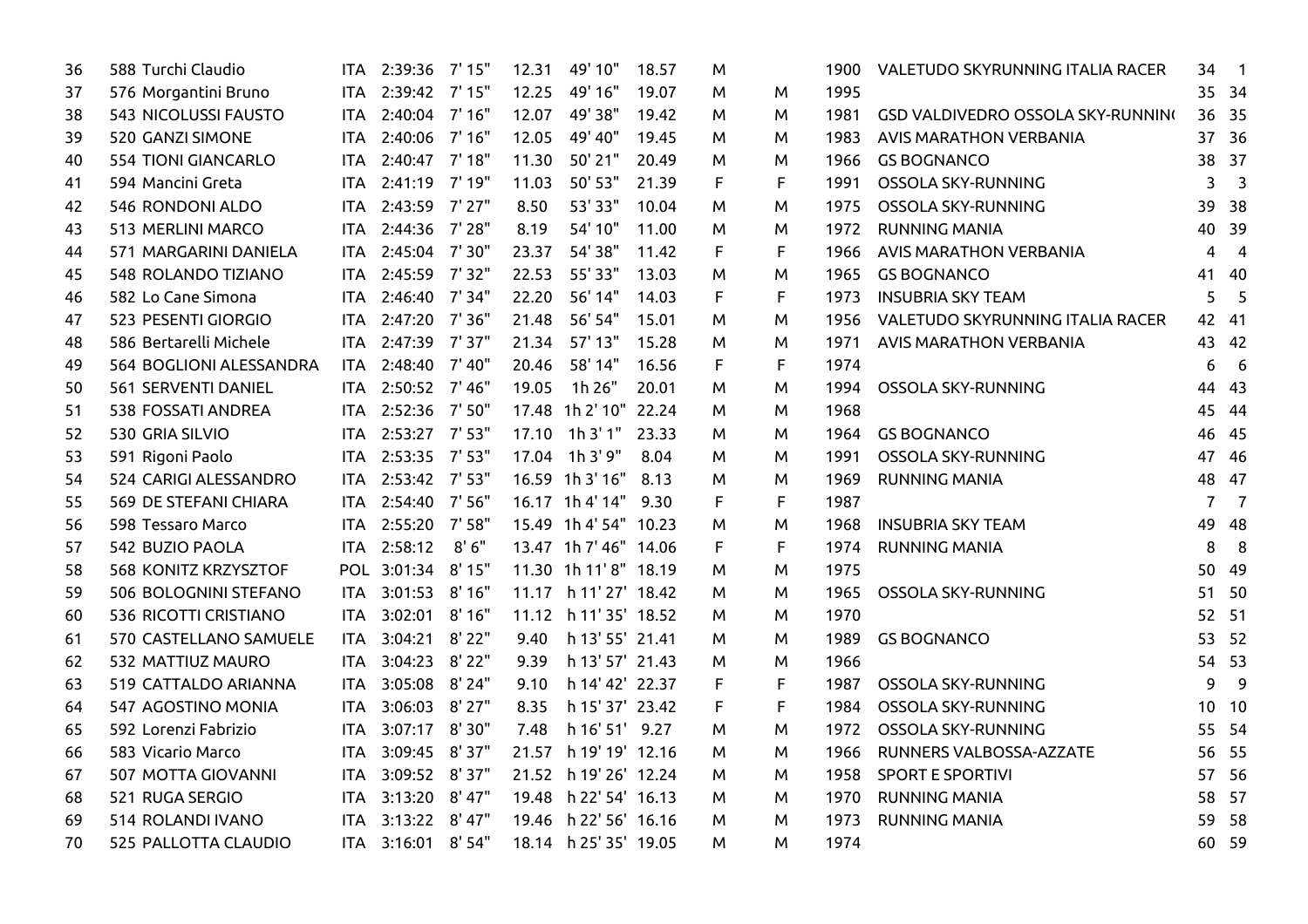| | | | | | | | | | | | | |
|---|---|---|---|---|---|---|---|---|---|---|---|---|
| 36 | 588 Turchi Claudio | ITA | 2:39:36 | 7' 15" | 12.31 | 49' 10" | 18.57 | M | | 1900 | VALETUDO SKYRUNNING ITALIA RACER | 34 | 1 |
| 37 | 576 Morgantini Bruno | ITA | 2:39:42 | 7' 15" | 12.25 | 49' 16" | 19.07 | M | M | 1995 | | 35 | 34 |
| 38 | 543 NICOLUSSI FAUSTO | ITA | 2:40:04 | 7' 16" | 12.07 | 49' 38" | 19.42 | M | M | 1981 | GSD VALDIVEDRO OSSOLA SKY-RUNNIN( | 36 | 35 |
| 39 | 520 GANZI SIMONE | ITA | 2:40:06 | 7' 16" | 12.05 | 49' 40" | 19.45 | M | M | 1983 | AVIS MARATHON VERBANIA | 37 | 36 |
| 40 | 554 TIONI GIANCARLO | ITA | 2:40:47 | 7' 18" | 11.30 | 50' 21" | 20.49 | M | M | 1966 | GS BOGNANCO | 38 | 37 |
| 41 | 594 Mancini Greta | ITA | 2:41:19 | 7' 19" | 11.03 | 50' 53" | 21.39 | F | F | 1991 | OSSOLA SKY-RUNNING | 3 | 3 |
| 42 | 546 RONDONI ALDO | ITA | 2:43:59 | 7' 27" | 8.50 | 53' 33" | 10.04 | M | M | 1975 | OSSOLA SKY-RUNNING | 39 | 38 |
| 43 | 513 MERLINI MARCO | ITA | 2:44:36 | 7' 28" | 8.19 | 54' 10" | 11.00 | M | M | 1972 | RUNNING MANIA | 40 | 39 |
| 44 | 571 MARGARINI DANIELA | ITA | 2:45:04 | 7' 30" | 23.37 | 54' 38" | 11.42 | F | F | 1966 | AVIS MARATHON VERBANIA | 4 | 4 |
| 45 | 548 ROLANDO TIZIANO | ITA | 2:45:59 | 7' 32" | 22.53 | 55' 33" | 13.03 | M | M | 1965 | GS BOGNANCO | 41 | 40 |
| 46 | 582 Lo Cane Simona | ITA | 2:46:40 | 7' 34" | 22.20 | 56' 14" | 14.03 | F | F | 1973 | INSUBRIA SKY TEAM | 5 | 5 |
| 47 | 523 PESENTI GIORGIO | ITA | 2:47:20 | 7' 36" | 21.48 | 56' 54" | 15.01 | M | M | 1956 | VALETUDO SKYRUNNING ITALIA RACER | 42 | 41 |
| 48 | 586 Bertarelli Michele | ITA | 2:47:39 | 7' 37" | 21.34 | 57' 13" | 15.28 | M | M | 1971 | AVIS MARATHON VERBANIA | 43 | 42 |
| 49 | 564 BOGLIONI ALESSANDRA | ITA | 2:48:40 | 7' 40" | 20.46 | 58' 14" | 16.56 | F | F | 1974 | | 6 | 6 |
| 50 | 561 SERVENTI DANIEL | ITA | 2:50:52 | 7' 46" | 19.05 | 1h 26" | 20.01 | M | M | 1994 | OSSOLA SKY-RUNNING | 44 | 43 |
| 51 | 538 FOSSATI ANDREA | ITA | 2:52:36 | 7' 50" | 17.48 | 1h 2' 10" | 22.24 | M | M | 1968 | | 45 | 44 |
| 52 | 530 GRIA SILVIO | ITA | 2:53:27 | 7' 53" | 17.10 | 1h 3' 1" | 23.33 | M | M | 1964 | GS BOGNANCO | 46 | 45 |
| 53 | 591 Rigoni Paolo | ITA | 2:53:35 | 7' 53" | 17.04 | 1h 3' 9" | 8.04 | M | M | 1991 | OSSOLA SKY-RUNNING | 47 | 46 |
| 54 | 524 CARIGI ALESSANDRO | ITA | 2:53:42 | 7' 53" | 16.59 | 1h 3' 16" | 8.13 | M | M | 1969 | RUNNING MANIA | 48 | 47 |
| 55 | 569 DE STEFANI CHIARA | ITA | 2:54:40 | 7' 56" | 16.17 | 1h 4' 14" | 9.30 | F | F | 1987 | | 7 | 7 |
| 56 | 598 Tessaro Marco | ITA | 2:55:20 | 7' 58" | 15.49 | 1h 4' 54" | 10.23 | M | M | 1968 | INSUBRIA SKY TEAM | 49 | 48 |
| 57 | 542 BUZIO PAOLA | ITA | 2:58:12 | 8' 6" | 13.47 | 1h 7' 46" | 14.06 | F | F | 1974 | RUNNING MANIA | 8 | 8 |
| 58 | 568 KONITZ KRZYSZTOF | POL | 3:01:34 | 8' 15" | 11.30 | 1h 11' 8" | 18.19 | M | M | 1975 | | 50 | 49 |
| 59 | 506 BOLOGNINI STEFANO | ITA | 3:01:53 | 8' 16" | 11.17 | h 11' 27' | 18.42 | M | M | 1965 | OSSOLA SKY-RUNNING | 51 | 50 |
| 60 | 536 RICOTTI CRISTIANO | ITA | 3:02:01 | 8' 16" | 11.12 | h 11' 35' | 18.52 | M | M | 1970 | | 52 | 51 |
| 61 | 570 CASTELLANO SAMUELE | ITA | 3:04:21 | 8' 22" | 9.40 | h 13' 55' | 21.41 | M | M | 1989 | GS BOGNANCO | 53 | 52 |
| 62 | 532 MATTIUZ MAURO | ITA | 3:04:23 | 8' 22" | 9.39 | h 13' 57' | 21.43 | M | M | 1966 | | 54 | 53 |
| 63 | 519 CATTALDO ARIANNA | ITA | 3:05:08 | 8' 24" | 9.10 | h 14' 42' | 22.37 | F | F | 1987 | OSSOLA SKY-RUNNING | 9 | 9 |
| 64 | 547 AGOSTINO MONIA | ITA | 3:06:03 | 8' 27" | 8.35 | h 15' 37' | 23.42 | F | F | 1984 | OSSOLA SKY-RUNNING | 10 | 10 |
| 65 | 592 Lorenzi Fabrizio | ITA | 3:07:17 | 8' 30" | 7.48 | h 16' 51' | 9.27 | M | M | 1972 | OSSOLA SKY-RUNNING | 55 | 54 |
| 66 | 583 Vicario Marco | ITA | 3:09:45 | 8' 37" | 21.57 | h 19' 19' | 12.16 | M | M | 1966 | RUNNERS VALBOSSA-AZZATE | 56 | 55 |
| 67 | 507 MOTTA GIOVANNI | ITA | 3:09:52 | 8' 37" | 21.52 | h 19' 26' | 12.24 | M | M | 1958 | SPORT E SPORTIVI | 57 | 56 |
| 68 | 521 RUGA SERGIO | ITA | 3:13:20 | 8' 47" | 19.48 | h 22' 54' | 16.13 | M | M | 1970 | RUNNING MANIA | 58 | 57 |
| 69 | 514 ROLANDI IVANO | ITA | 3:13:22 | 8' 47" | 19.46 | h 22' 56' | 16.16 | M | M | 1973 | RUNNING MANIA | 59 | 58 |
| 70 | 525 PALLOTTA CLAUDIO | ITA | 3:16:01 | 8' 54" | 18.14 | h 25' 35' | 19.05 | M | M | 1974 | | 60 | 59 |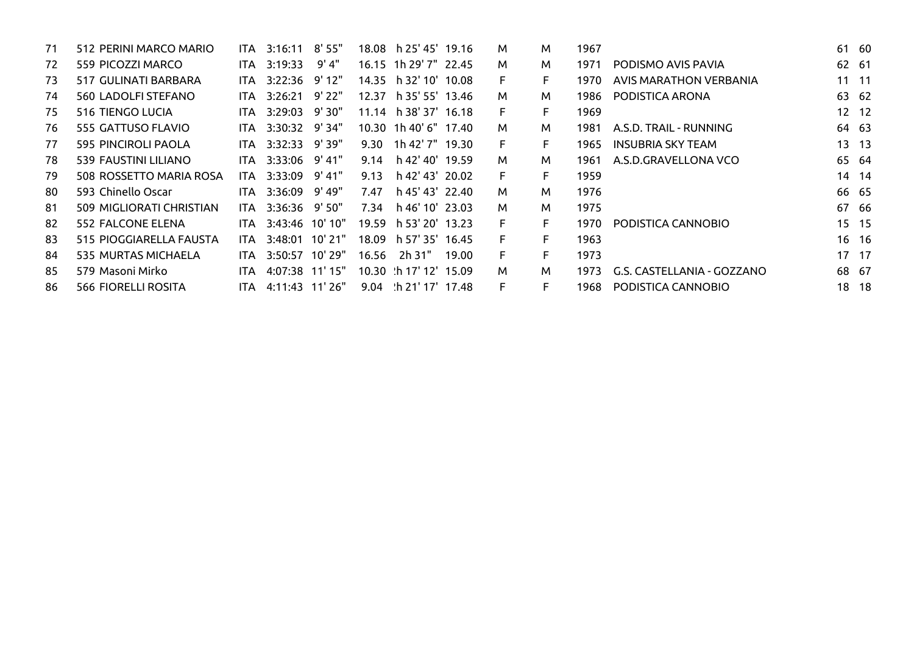| | | | | | | | | | | | | | | |
|---|---|---|---|---|---|---|---|---|---|---|---|---|---|---|
| 71 | 512 | PERINI MARCO MARIO | ITA | 3:16:11 | 8' 55" | 18.08 | h 25' 45' | 19.16 | M | M | 1967 | | 61 | 60 |
| 72 | 559 | PICOZZI MARCO | ITA | 3:19:33 | 9' 4" | 16.15 | 1h 29' 7" | 22.45 | M | M | 1971 | PODISMO AVIS PAVIA | 62 | 61 |
| 73 | 517 | GULINATI BARBARA | ITA | 3:22:36 | 9' 12" | 14.35 | h 32' 10' | 10.08 | F | F | 1970 | AVIS MARATHON VERBANIA | 11 | 11 |
| 74 | 560 | LADOLFI STEFANO | ITA | 3:26:21 | 9' 22" | 12.37 | h 35' 55' | 13.46 | M | M | 1986 | PODISTICA ARONA | 63 | 62 |
| 75 | 516 | TIENGO LUCIA | ITA | 3:29:03 | 9' 30" | 11.14 | h 38' 37' | 16.18 | F | F | 1969 | | 12 | 12 |
| 76 | 555 | GATTUSO FLAVIO | ITA | 3:30:32 | 9' 34" | 10.30 | 1h 40' 6" | 17.40 | M | M | 1981 | A.S.D. TRAIL - RUNNING | 64 | 63 |
| 77 | 595 | PINCIROLI PAOLA | ITA | 3:32:33 | 9' 39" | 9.30 | 1h 42' 7" | 19.30 | F | F | 1965 | INSUBRIA SKY TEAM | 13 | 13 |
| 78 | 539 | FAUSTINI LILIANO | ITA | 3:33:06 | 9' 41" | 9.14 | h 42' 40' | 19.59 | M | M | 1961 | A.S.D.GRAVELLONA VCO | 65 | 64 |
| 79 | 508 | ROSSETTO MARIA ROSA | ITA | 3:33:09 | 9' 41" | 9.13 | h 42' 43' | 20.02 | F | F | 1959 | | 14 | 14 |
| 80 | 593 | Chinello Oscar | ITA | 3:36:09 | 9' 49" | 7.47 | h 45' 43' | 22.40 | M | M | 1976 | | 66 | 65 |
| 81 | 509 | MIGLIORATI CHRISTIAN | ITA | 3:36:36 | 9' 50" | 7.34 | h 46' 10' | 23.03 | M | M | 1975 | | 67 | 66 |
| 82 | 552 | FALCONE ELENA | ITA | 3:43:46 | 10' 10" | 19.59 | h 53' 20' | 13.23 | F | F | 1970 | PODISTICA CANNOBIO | 15 | 15 |
| 83 | 515 | PIOGGIARELLA FAUSTA | ITA | 3:48:01 | 10' 21" | 18.09 | h 57' 35' | 16.45 | F | F | 1963 | | 16 | 16 |
| 84 | 535 | MURTAS MICHAELA | ITA | 3:50:57 | 10' 29" | 16.56 | 2h 31" | 19.00 | F | F | 1973 | | 17 | 17 |
| 85 | 579 | Masoni Mirko | ITA | 4:07:38 | 11' 15" | 10.30 | :h 17' 12' | 15.09 | M | M | 1973 | G.S. CASTELLANIA - GOZZANO | 68 | 67 |
| 86 | 566 | FIORELLI ROSITA | ITA | 4:11:43 | 11' 26" | 9.04 | :h 21' 17' | 17.48 | F | F | 1968 | PODISTICA CANNOBIO | 18 | 18 |